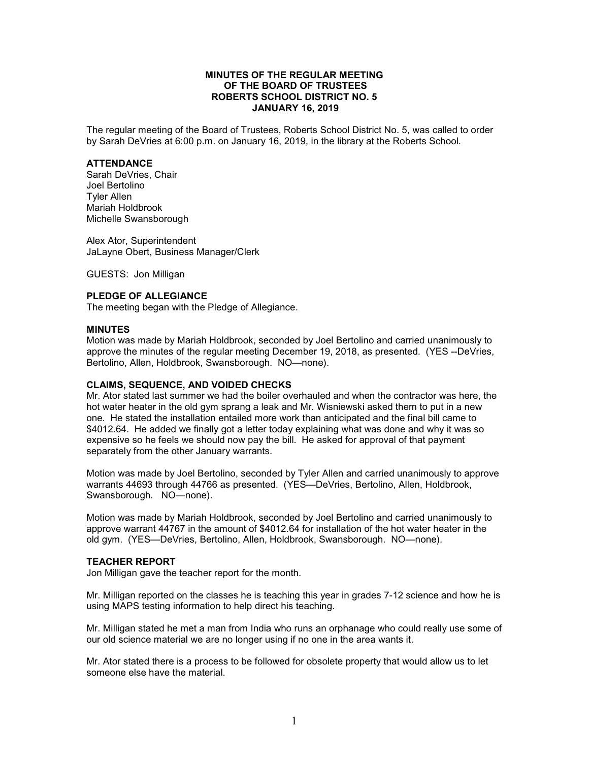**MINUTES OF THE REGULAR MEETING**
**OF THE BOARD OF TRUSTEES**
**ROBERTS SCHOOL DISTRICT NO. 5**
**JANUARY 16, 2019**

The regular meeting of the Board of Trustees, Roberts School District No. 5, was called to order by Sarah DeVries at 6:00 p.m. on January 16, 2019, in the library at the Roberts School.

### ATTENDANCE

Sarah DeVries, Chair
Joel Bertolino
Tyler Allen
Mariah Holdbrook
Michelle Swansborough

Alex Ator, Superintendent
JaLayne Obert, Business Manager/Clerk

GUESTS: Jon Milligan

### PLEDGE OF ALLEGIANCE

The meeting began with the Pledge of Allegiance.

### MINUTES

Motion was made by Mariah Holdbrook, seconded by Joel Bertolino and carried unanimously to approve the minutes of the regular meeting December 19, 2018, as presented. (YES --DeVries, Bertolino, Allen, Holdbrook, Swansborough. NO—none).

### CLAIMS, SEQUENCE, AND VOIDED CHECKS

Mr. Ator stated last summer we had the boiler overhauled and when the contractor was here, the hot water heater in the old gym sprang a leak and Mr. Wisniewski asked them to put in a new one. He stated the installation entailed more work than anticipated and the final bill came to $4012.64. He added we finally got a letter today explaining what was done and why it was so expensive so he feels we should now pay the bill. He asked for approval of that payment separately from the other January warrants.

Motion was made by Joel Bertolino, seconded by Tyler Allen and carried unanimously to approve warrants 44693 through 44766 as presented. (YES—DeVries, Bertolino, Allen, Holdbrook, Swansborough. NO—none).

Motion was made by Mariah Holdbrook, seconded by Joel Bertolino and carried unanimously to approve warrant 44767 in the amount of $4012.64 for installation of the hot water heater in the old gym. (YES—DeVries, Bertolino, Allen, Holdbrook, Swansborough. NO—none).

### TEACHER REPORT

Jon Milligan gave the teacher report for the month.

Mr. Milligan reported on the classes he is teaching this year in grades 7-12 science and how he is using MAPS testing information to help direct his teaching.

Mr. Milligan stated he met a man from India who runs an orphanage who could really use some of our old science material we are no longer using if no one in the area wants it.

Mr. Ator stated there is a process to be followed for obsolete property that would allow us to let someone else have the material.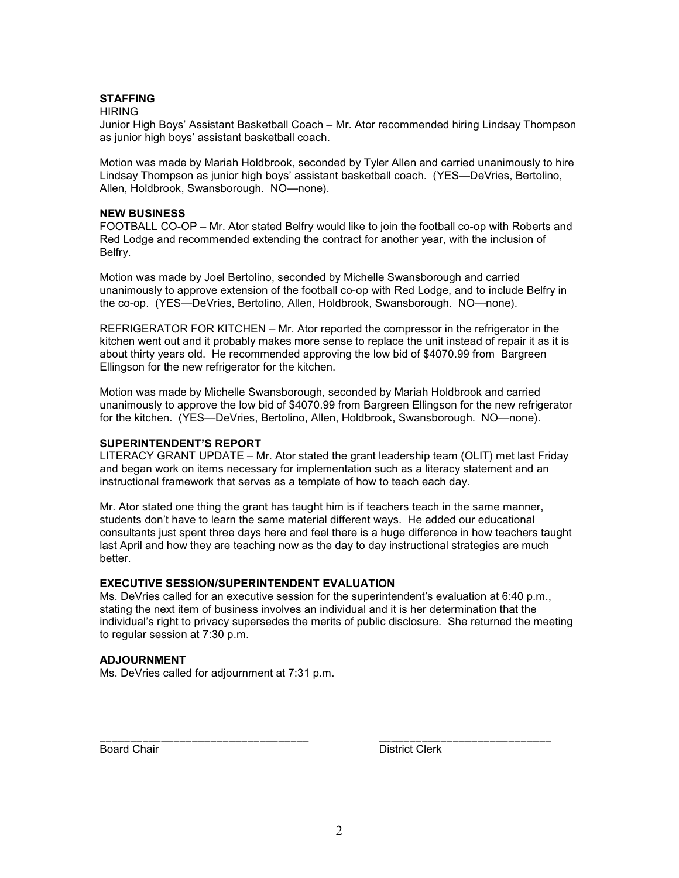**STAFFING**

HIRING

Junior High Boys' Assistant Basketball Coach – Mr. Ator recommended hiring Lindsay Thompson as junior high boys' assistant basketball coach.

Motion was made by Mariah Holdbrook, seconded by Tyler Allen and carried unanimously to hire Lindsay Thompson as junior high boys' assistant basketball coach. (YES—DeVries, Bertolino, Allen, Holdbrook, Swansborough. NO—none).

**NEW BUSINESS**

FOOTBALL CO-OP – Mr. Ator stated Belfry would like to join the football co-op with Roberts and Red Lodge and recommended extending the contract for another year, with the inclusion of Belfry.

Motion was made by Joel Bertolino, seconded by Michelle Swansborough and carried unanimously to approve extension of the football co-op with Red Lodge, and to include Belfry in the co-op. (YES—DeVries, Bertolino, Allen, Holdbrook, Swansborough. NO—none).

REFRIGERATOR FOR KITCHEN – Mr. Ator reported the compressor in the refrigerator in the kitchen went out and it probably makes more sense to replace the unit instead of repair it as it is about thirty years old. He recommended approving the low bid of $4070.99 from Bargreen Ellingson for the new refrigerator for the kitchen.

Motion was made by Michelle Swansborough, seconded by Mariah Holdbrook and carried unanimously to approve the low bid of $4070.99 from Bargreen Ellingson for the new refrigerator for the kitchen. (YES—DeVries, Bertolino, Allen, Holdbrook, Swansborough. NO—none).

**SUPERINTENDENT'S REPORT**

LITERACY GRANT UPDATE – Mr. Ator stated the grant leadership team (OLIT) met last Friday and began work on items necessary for implementation such as a literacy statement and an instructional framework that serves as a template of how to teach each day.

Mr. Ator stated one thing the grant has taught him is if teachers teach in the same manner, students don't have to learn the same material different ways. He added our educational consultants just spent three days here and feel there is a huge difference in how teachers taught last April and how they are teaching now as the day to day instructional strategies are much better.

**EXECUTIVE SESSION/SUPERINTENDENT EVALUATION**

Ms. DeVries called for an executive session for the superintendent's evaluation at 6:40 p.m., stating the next item of business involves an individual and it is her determination that the individual's right to privacy supersedes the merits of public disclosure. She returned the meeting to regular session at 7:30 p.m.

**ADJOURNMENT**

Ms. DeVries called for adjournment at 7:31 p.m.

\_\_\_\_\_\_\_\_\_\_\_\_\_\_\_\_\_\_\_\_\_\_\_\_\_\_\_\_\_\_\_\_\_\_
Board Chair

\_\_\_\_\_\_\_\_\_\_\_\_\_\_\_\_\_\_\_\_\_\_\_\_\_\_\_\_\_\_
District Clerk